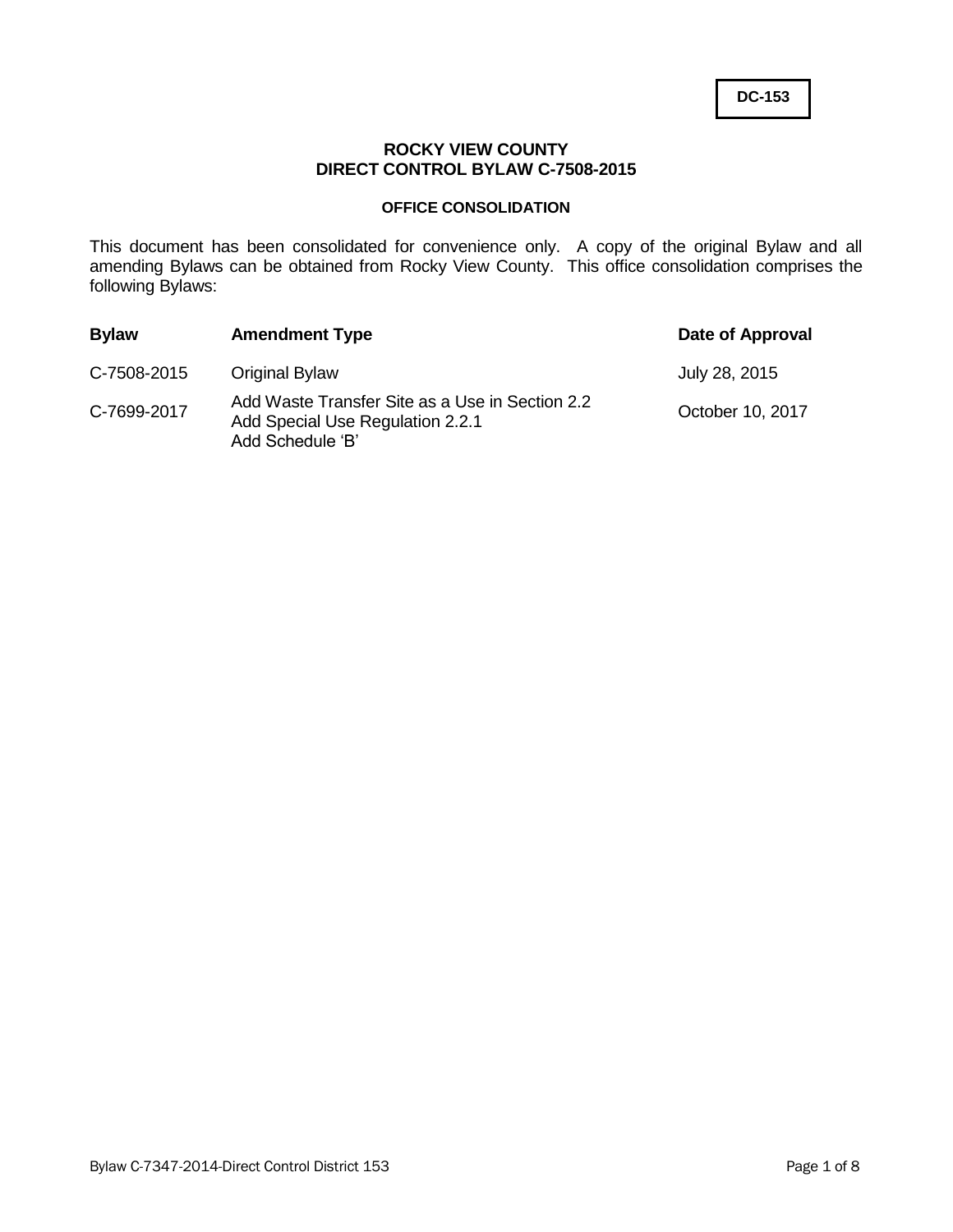**DC-153**

# ROCKY VIEW COUNTY
# DIRECT CONTROL BYLAW C-7508-2015

### OFFICE CONSOLIDATION

This document has been consolidated for convenience only. A copy of the original Bylaw and all amending Bylaws can be obtained from Rocky View County. This office consolidation comprises the following Bylaws:

| Bylaw | Amendment Type | Date of Approval |
| --- | --- | --- |
| C-7508-2015 | Original Bylaw | July 28, 2015 |
| C-7699-2017 | Add Waste Transfer Site as a Use in Section 2.2<br>Add Special Use Regulation 2.2.1<br>Add Schedule 'B' | October 10, 2017 |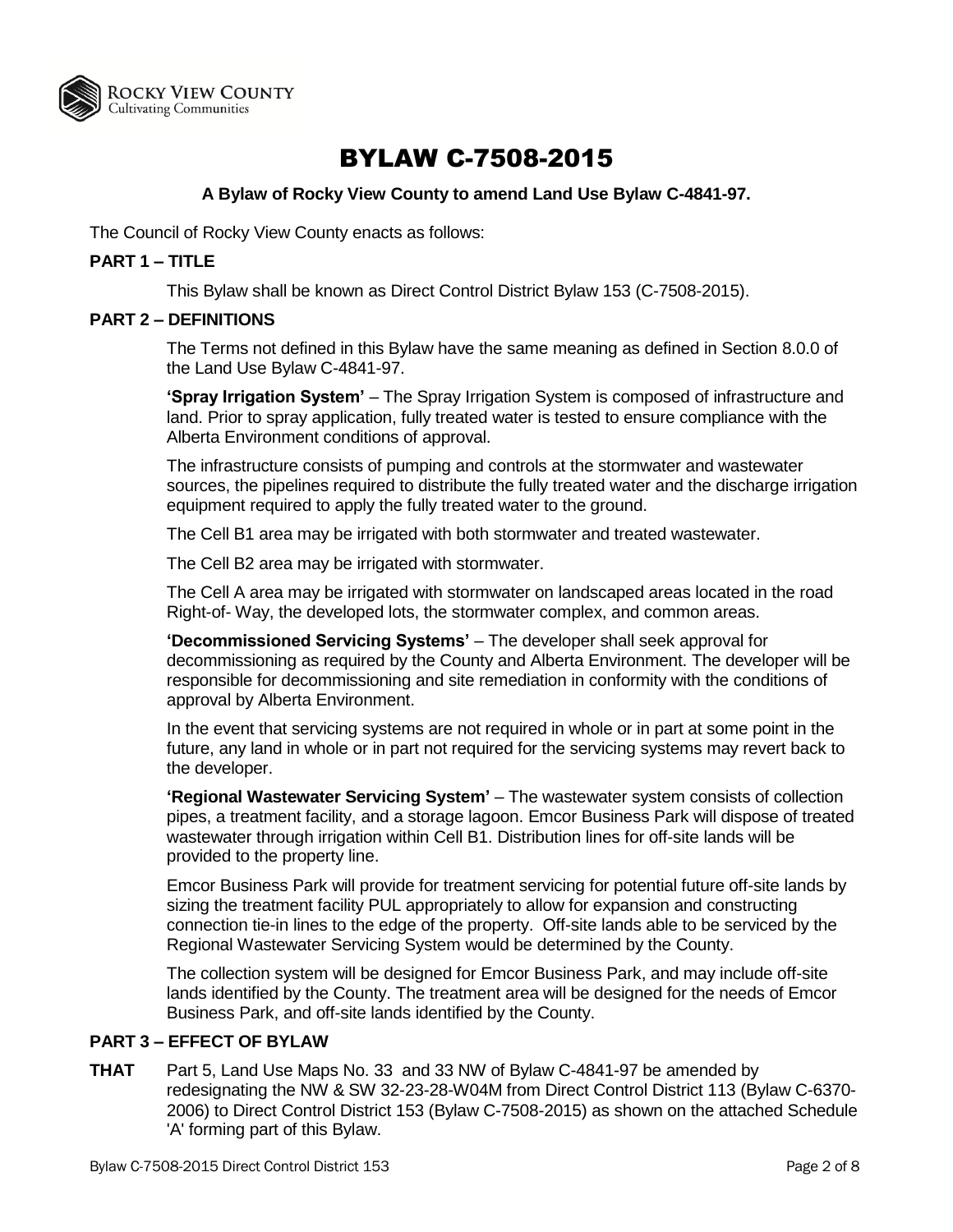# BYLAW C-7508-2015

**A Bylaw of Rocky View County to amend Land Use Bylaw C-4841-97.**

The Council of Rocky View County enacts as follows:

**PART 1 – TITLE**

This Bylaw shall be known as Direct Control District Bylaw 153 (C-7508-2015).

**PART 2 – DEFINITIONS**

The Terms not defined in this Bylaw have the same meaning as defined in Section 8.0.0 of the Land Use Bylaw C-4841-97.

**'Spray Irrigation System'** – The Spray Irrigation System is composed of infrastructure and land. Prior to spray application, fully treated water is tested to ensure compliance with the Alberta Environment conditions of approval.

The infrastructure consists of pumping and controls at the stormwater and wastewater sources, the pipelines required to distribute the fully treated water and the discharge irrigation equipment required to apply the fully treated water to the ground.

The Cell B1 area may be irrigated with both stormwater and treated wastewater.

The Cell B2 area may be irrigated with stormwater.

The Cell A area may be irrigated with stormwater on landscaped areas located in the road Right-of- Way, the developed lots, the stormwater complex, and common areas.

**'Decommissioned Servicing Systems'** – The developer shall seek approval for decommissioning as required by the County and Alberta Environment. The developer will be responsible for decommissioning and site remediation in conformity with the conditions of approval by Alberta Environment.

In the event that servicing systems are not required in whole or in part at some point in the future, any land in whole or in part not required for the servicing systems may revert back to the developer.

**'Regional Wastewater Servicing System'** – The wastewater system consists of collection pipes, a treatment facility, and a storage lagoon. Emcor Business Park will dispose of treated wastewater through irrigation within Cell B1. Distribution lines for off-site lands will be provided to the property line.

Emcor Business Park will provide for treatment servicing for potential future off-site lands by sizing the treatment facility PUL appropriately to allow for expansion and constructing connection tie-in lines to the edge of the property. Off-site lands able to be serviced by the Regional Wastewater Servicing System would be determined by the County.

The collection system will be designed for Emcor Business Park, and may include off-site lands identified by the County. The treatment area will be designed for the needs of Emcor Business Park, and off-site lands identified by the County.

**PART 3 – EFFECT OF BYLAW**

**THAT** Part 5, Land Use Maps No. 33 and 33 NW of Bylaw C-4841-97 be amended by redesignating the NW & SW 32-23-28-W04M from Direct Control District 113 (Bylaw C-6370-2006) to Direct Control District 153 (Bylaw C-7508-2015) as shown on the attached Schedule 'A' forming part of this Bylaw.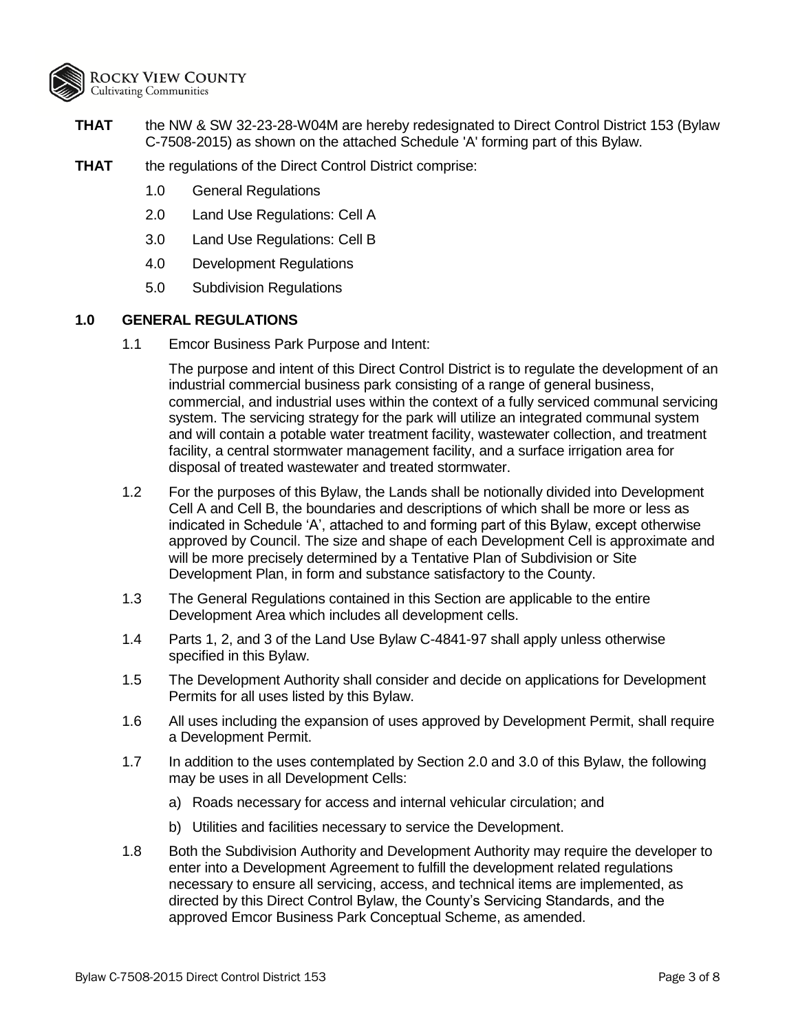**THAT** the NW & SW 32-23-28-W04M are hereby redesignated to Direct Control District 153 (Bylaw C-7508-2015) as shown on the attached Schedule 'A' forming part of this Bylaw.

**THAT** the regulations of the Direct Control District comprise:

1.0 General Regulations

2.0 Land Use Regulations: Cell A

3.0 Land Use Regulations: Cell B

4.0 Development Regulations

5.0 Subdivision Regulations

## 1.0 GENERAL REGULATIONS

1.1 Emcor Business Park Purpose and Intent:

The purpose and intent of this Direct Control District is to regulate the development of an industrial commercial business park consisting of a range of general business, commercial, and industrial uses within the context of a fully serviced communal servicing system. The servicing strategy for the park will utilize an integrated communal system and will contain a potable water treatment facility, wastewater collection, and treatment facility, a central stormwater management facility, and a surface irrigation area for disposal of treated wastewater and treated stormwater.

1.2 For the purposes of this Bylaw, the Lands shall be notionally divided into Development Cell A and Cell B, the boundaries and descriptions of which shall be more or less as indicated in Schedule 'A', attached to and forming part of this Bylaw, except otherwise approved by Council. The size and shape of each Development Cell is approximate and will be more precisely determined by a Tentative Plan of Subdivision or Site Development Plan, in form and substance satisfactory to the County.

1.3 The General Regulations contained in this Section are applicable to the entire Development Area which includes all development cells.

1.4 Parts 1, 2, and 3 of the Land Use Bylaw C-4841-97 shall apply unless otherwise specified in this Bylaw.

1.5 The Development Authority shall consider and decide on applications for Development Permits for all uses listed by this Bylaw.

1.6 All uses including the expansion of uses approved by Development Permit, shall require a Development Permit.

1.7 In addition to the uses contemplated by Section 2.0 and 3.0 of this Bylaw, the following may be uses in all Development Cells:

a) Roads necessary for access and internal vehicular circulation; and

b) Utilities and facilities necessary to service the Development.

1.8 Both the Subdivision Authority and Development Authority may require the developer to enter into a Development Agreement to fulfill the development related regulations necessary to ensure all servicing, access, and technical items are implemented, as directed by this Direct Control Bylaw, the County's Servicing Standards, and the approved Emcor Business Park Conceptual Scheme, as amended.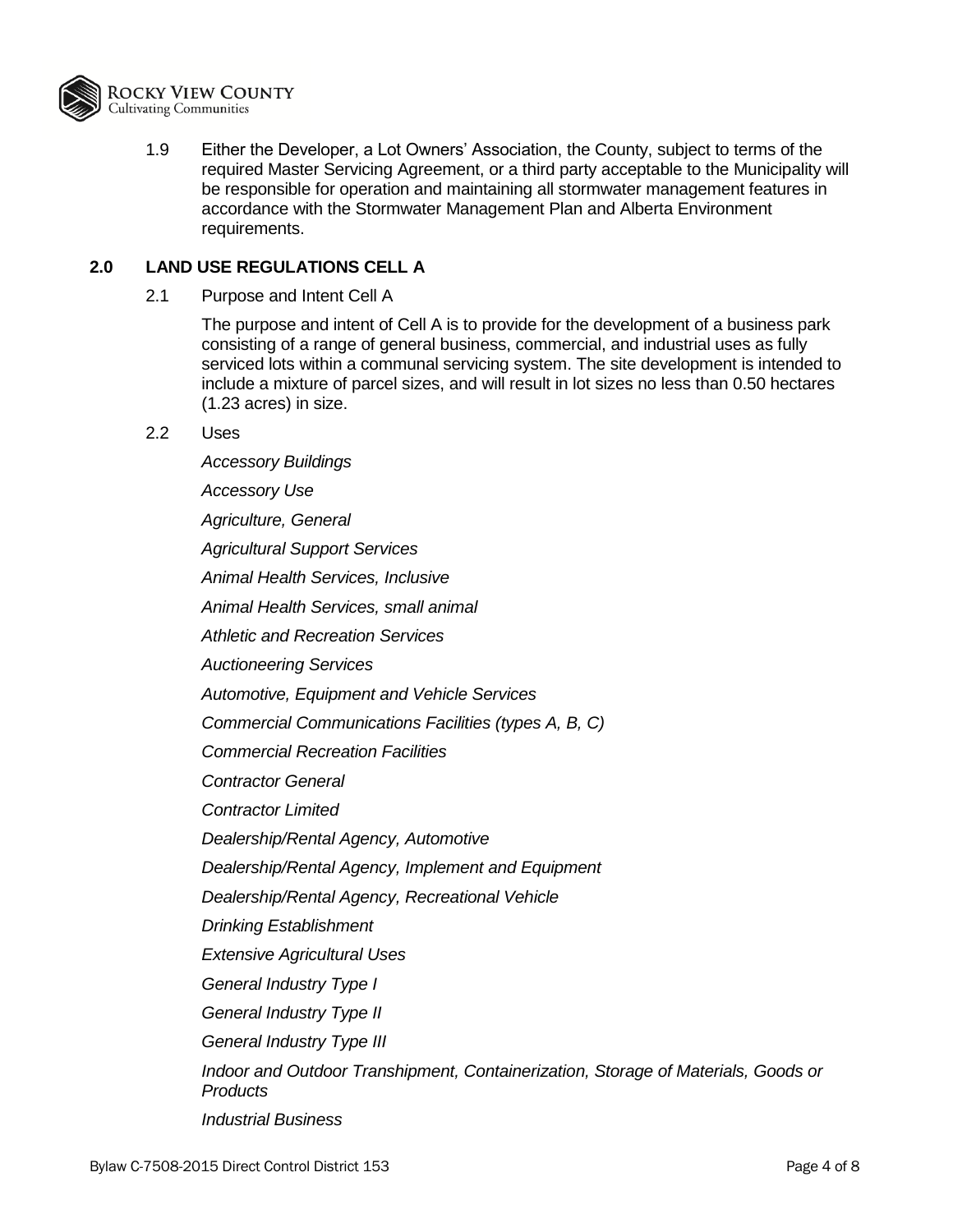1.9 Either the Developer, a Lot Owners' Association, the County, subject to terms of the required Master Servicing Agreement, or a third party acceptable to the Municipality will be responsible for operation and maintaining all stormwater management features in accordance with the Stormwater Management Plan and Alberta Environment requirements.

## 2.0 LAND USE REGULATIONS CELL A

2.1 Purpose and Intent Cell A

The purpose and intent of Cell A is to provide for the development of a business park consisting of a range of general business, commercial, and industrial uses as fully serviced lots within a communal servicing system. The site development is intended to include a mixture of parcel sizes, and will result in lot sizes no less than 0.50 hectares (1.23 acres) in size.

2.2 Uses

*Accessory Buildings*

*Accessory Use*

*Agriculture, General*

*Agricultural Support Services*

*Animal Health Services, Inclusive*

*Animal Health Services, small animal*

*Athletic and Recreation Services*

*Auctioneering Services*

*Automotive, Equipment and Vehicle Services*

*Commercial Communications Facilities (types A, B, C)*

*Commercial Recreation Facilities*

*Contractor General*

*Contractor Limited*

*Dealership/Rental Agency, Automotive*

*Dealership/Rental Agency, Implement and Equipment*

*Dealership/Rental Agency, Recreational Vehicle*

*Drinking Establishment*

*Extensive Agricultural Uses*

*General Industry Type I*

*General Industry Type II*

*General Industry Type III*

*Indoor and Outdoor Transhipment, Containerization, Storage of Materials, Goods or Products*

*Industrial Business*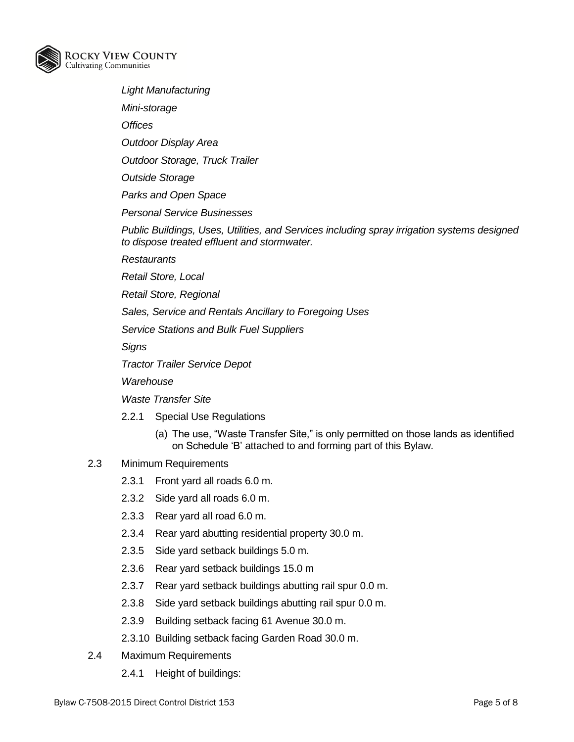*Light Manufacturing*

*Mini-storage*

*Offices*

*Outdoor Display Area*

*Outdoor Storage, Truck Trailer*

*Outside Storage*

*Parks and Open Space*

*Personal Service Businesses*

*Public Buildings, Uses, Utilities, and Services including spray irrigation systems designed to dispose treated effluent and stormwater.*

*Restaurants*

*Retail Store, Local*

*Retail Store, Regional*

*Sales, Service and Rentals Ancillary to Foregoing Uses*

*Service Stations and Bulk Fuel Suppliers*

*Signs*

*Tractor Trailer Service Depot*

*Warehouse*

*Waste Transfer Site*

2.2.1 Special Use Regulations

(a) The use, "Waste Transfer Site," is only permitted on those lands as identified on Schedule 'B' attached to and forming part of this Bylaw.

2.3 Minimum Requirements

2.3.1 Front yard all roads 6.0 m.

2.3.2 Side yard all roads 6.0 m.

2.3.3 Rear yard all road 6.0 m.

2.3.4 Rear yard abutting residential property 30.0 m.

2.3.5 Side yard setback buildings 5.0 m.

2.3.6 Rear yard setback buildings 15.0 m

2.3.7 Rear yard setback buildings abutting rail spur 0.0 m.

2.3.8 Side yard setback buildings abutting rail spur 0.0 m.

2.3.9 Building setback facing 61 Avenue 30.0 m.

2.3.10 Building setback facing Garden Road 30.0 m.

2.4 Maximum Requirements

2.4.1 Height of buildings: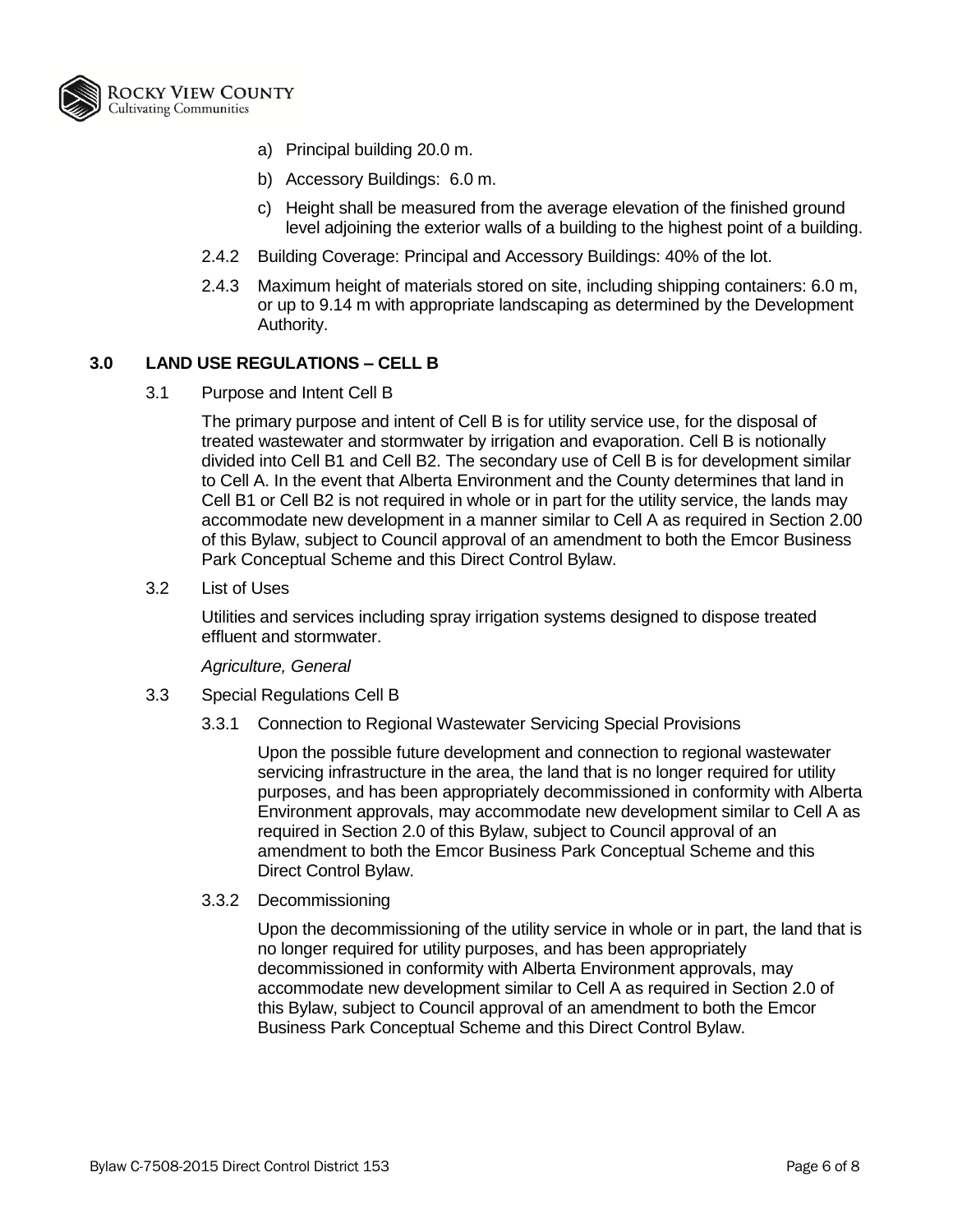a) Principal building 20.0 m.

b) Accessory Buildings: 6.0 m.

c) Height shall be measured from the average elevation of the finished ground level adjoining the exterior walls of a building to the highest point of a building.

2.4.2 Building Coverage: Principal and Accessory Buildings: 40% of the lot.

2.4.3 Maximum height of materials stored on site, including shipping containers: 6.0 m, or up to 9.14 m with appropriate landscaping as determined by the Development Authority.

## 3.0 LAND USE REGULATIONS – CELL B

### 3.1 Purpose and Intent Cell B

The primary purpose and intent of Cell B is for utility service use, for the disposal of treated wastewater and stormwater by irrigation and evaporation. Cell B is notionally divided into Cell B1 and Cell B2. The secondary use of Cell B is for development similar to Cell A. In the event that Alberta Environment and the County determines that land in Cell B1 or Cell B2 is not required in whole or in part for the utility service, the lands may accommodate new development in a manner similar to Cell A as required in Section 2.00 of this Bylaw, subject to Council approval of an amendment to both the Emcor Business Park Conceptual Scheme and this Direct Control Bylaw.

### 3.2 List of Uses

Utilities and services including spray irrigation systems designed to dispose treated effluent and stormwater.

*Agriculture, General*

### 3.3 Special Regulations Cell B

3.3.1 Connection to Regional Wastewater Servicing Special Provisions

Upon the possible future development and connection to regional wastewater servicing infrastructure in the area, the land that is no longer required for utility purposes, and has been appropriately decommissioned in conformity with Alberta Environment approvals, may accommodate new development similar to Cell A as required in Section 2.0 of this Bylaw, subject to Council approval of an amendment to both the Emcor Business Park Conceptual Scheme and this Direct Control Bylaw.

3.3.2 Decommissioning

Upon the decommissioning of the utility service in whole or in part, the land that is no longer required for utility purposes, and has been appropriately decommissioned in conformity with Alberta Environment approvals, may accommodate new development similar to Cell A as required in Section 2.0 of this Bylaw, subject to Council approval of an amendment to both the Emcor Business Park Conceptual Scheme and this Direct Control Bylaw.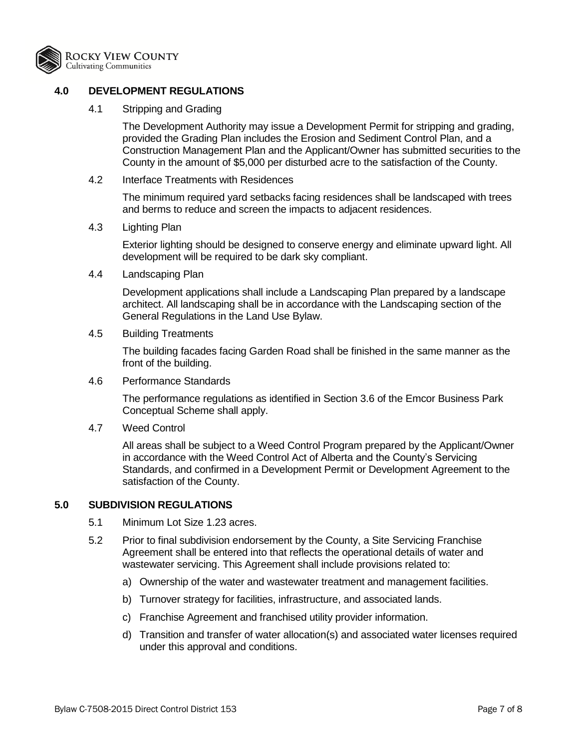## 4.0 DEVELOPMENT REGULATIONS

4.1 Stripping and Grading

The Development Authority may issue a Development Permit for stripping and grading, provided the Grading Plan includes the Erosion and Sediment Control Plan, and a Construction Management Plan and the Applicant/Owner has submitted securities to the County in the amount of $5,000 per disturbed acre to the satisfaction of the County.

4.2 Interface Treatments with Residences

The minimum required yard setbacks facing residences shall be landscaped with trees and berms to reduce and screen the impacts to adjacent residences.

4.3 Lighting Plan

Exterior lighting should be designed to conserve energy and eliminate upward light. All development will be required to be dark sky compliant.

4.4 Landscaping Plan

Development applications shall include a Landscaping Plan prepared by a landscape architect. All landscaping shall be in accordance with the Landscaping section of the General Regulations in the Land Use Bylaw.

4.5 Building Treatments

The building facades facing Garden Road shall be finished in the same manner as the front of the building.

4.6 Performance Standards

The performance regulations as identified in Section 3.6 of the Emcor Business Park Conceptual Scheme shall apply.

4.7 Weed Control

All areas shall be subject to a Weed Control Program prepared by the Applicant/Owner in accordance with the Weed Control Act of Alberta and the County's Servicing Standards, and confirmed in a Development Permit or Development Agreement to the satisfaction of the County.

## 5.0 SUBDIVISION REGULATIONS

5.1 Minimum Lot Size 1.23 acres.

5.2 Prior to final subdivision endorsement by the County, a Site Servicing Franchise Agreement shall be entered into that reflects the operational details of water and wastewater servicing. This Agreement shall include provisions related to:

a) Ownership of the water and wastewater treatment and management facilities.

b) Turnover strategy for facilities, infrastructure, and associated lands.

c) Franchise Agreement and franchised utility provider information.

d) Transition and transfer of water allocation(s) and associated water licenses required under this approval and conditions.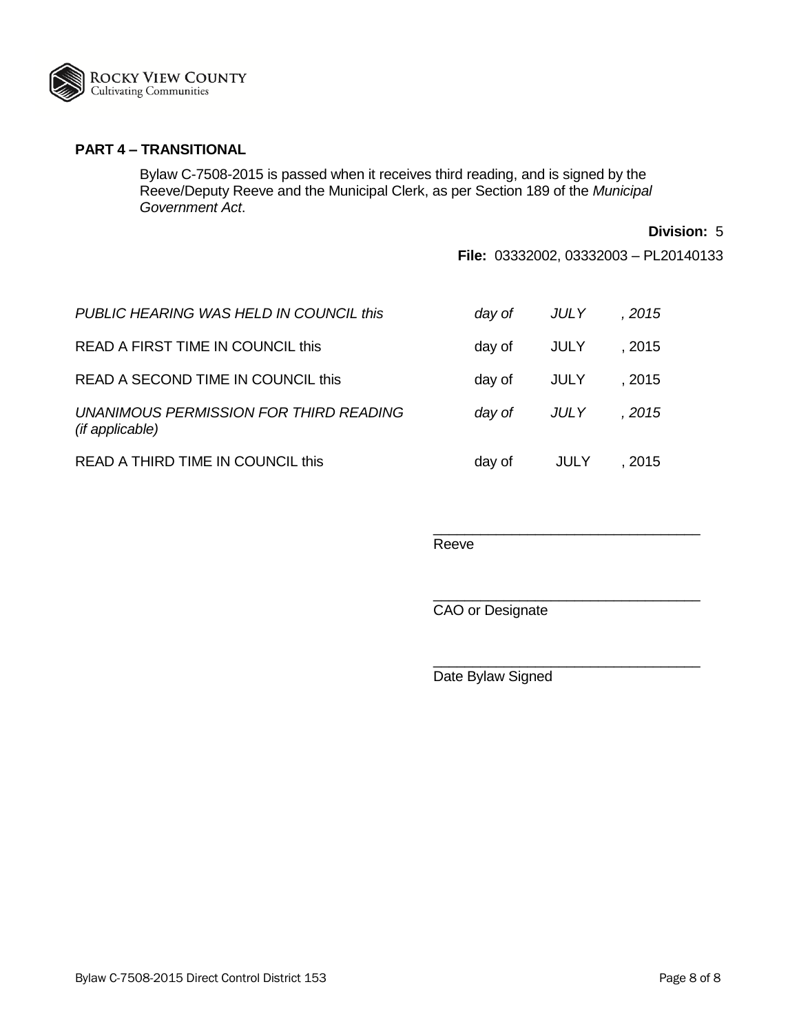## PART 4 – TRANSITIONAL

Bylaw C-7508-2015 is passed when it receives third reading, and is signed by the Reeve/Deputy Reeve and the Municipal Clerk, as per Section 189 of the *Municipal Government Act*.

**Division:** 5

**File:** 03332002, 03332003 – PL20140133

| | | | |
|---|---|---|---|
| *PUBLIC HEARING WAS HELD IN COUNCIL this* | *day of* | *JULY* | *, 2015* |
| READ A FIRST TIME IN COUNCIL this | day of | JULY | , 2015 |
| READ A SECOND TIME IN COUNCIL this | day of | JULY | , 2015 |
| *UNANIMOUS PERMISSION FOR THIRD READING (if applicable)* | *day of* | *JULY* | *, 2015* |
| READ A THIRD TIME IN COUNCIL this | day of | JULY | , 2015 |

\_\_\_\_\_\_\_\_\_\_\_\_\_\_\_\_\_\_\_\_\_\_\_\_\_\_\_\_\_\_\_\_\_\_
Reeve

\_\_\_\_\_\_\_\_\_\_\_\_\_\_\_\_\_\_\_\_\_\_\_\_\_\_\_\_\_\_\_\_\_\_
CAO or Designate

\_\_\_\_\_\_\_\_\_\_\_\_\_\_\_\_\_\_\_\_\_\_\_\_\_\_\_\_\_\_\_\_\_\_
Date Bylaw Signed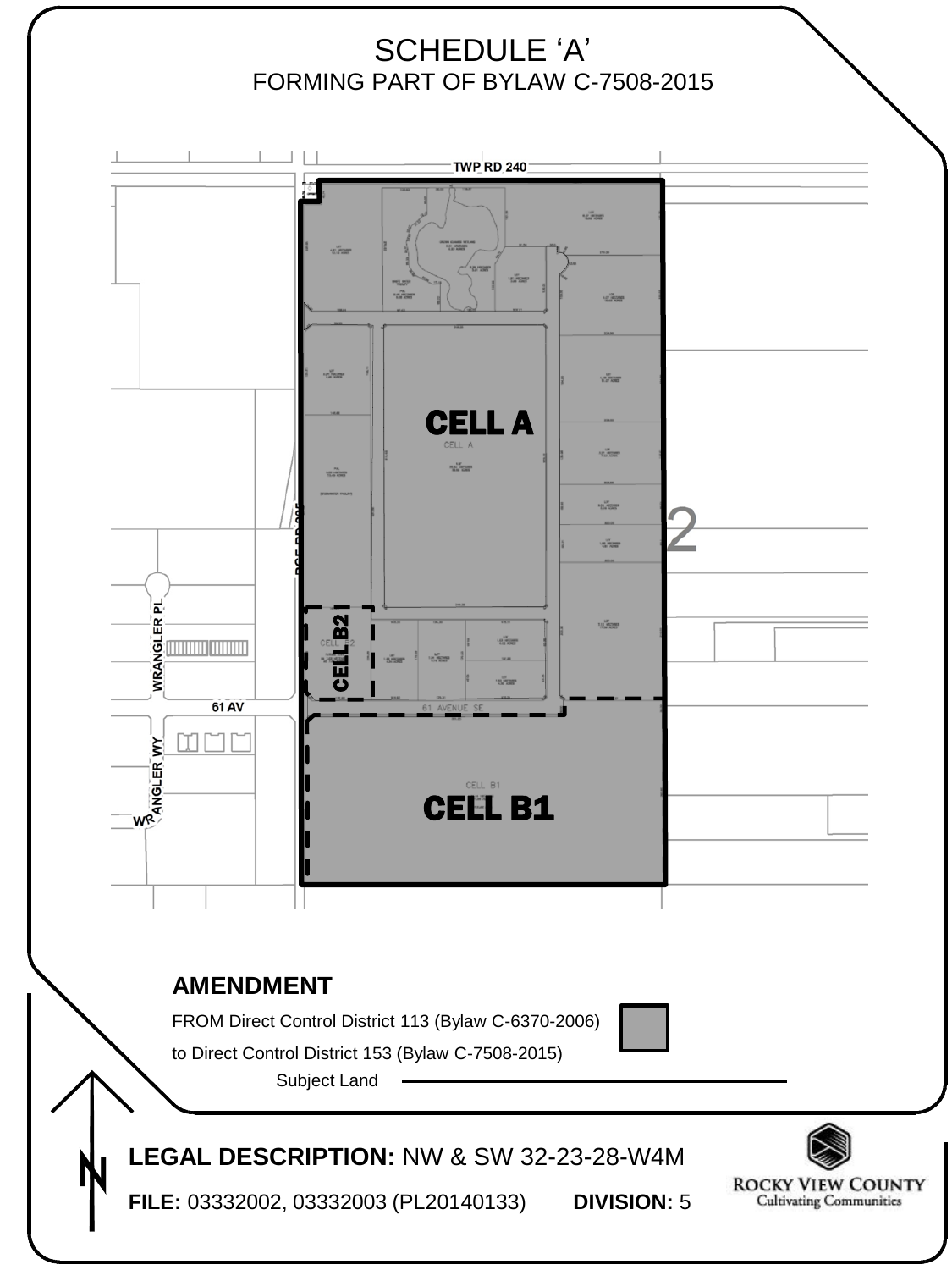# SCHEDULE 'A'

## FORMING PART OF BYLAW C-7508-2015

TWP RD 240

CELL A

CELL B2

CELL B1

WRANGLER PL

61 AV

61 AVENUE SE

WRANGLER WY

RGE RD 285

2

## AMENDMENT

FROM Direct Control District 113 (Bylaw C-6370-2006)

to Direct Control District 153 (Bylaw C-7508-2015)

Subject Land

**LEGAL DESCRIPTION:** NW & SW 32-23-28-W4M

**FILE:** 03332002, 03332003 (PL20140133) **DIVISION:** 5

ROCKY VIEW COUNTY
Cultivating Communities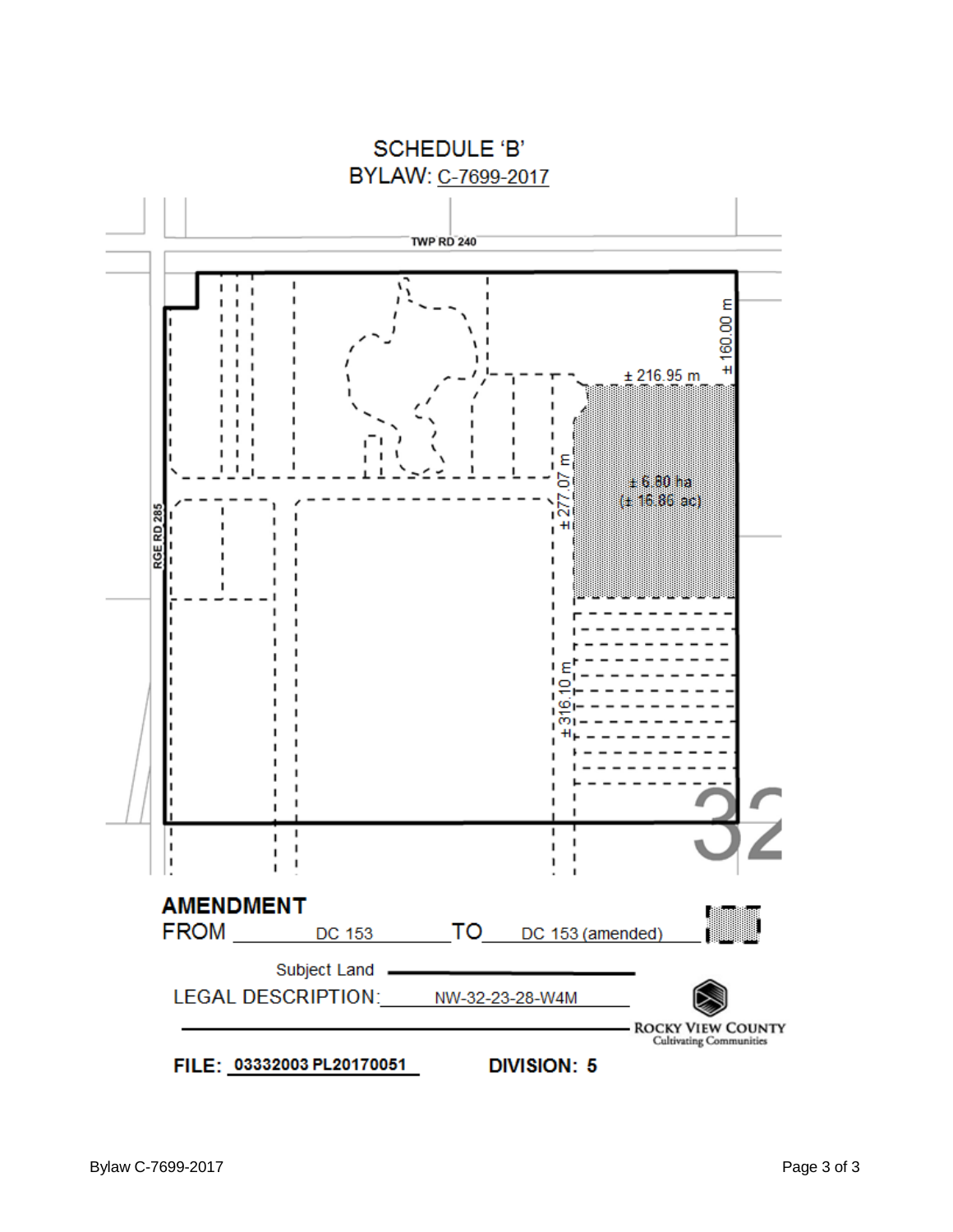# SCHEDULE 'B'

## BYLAW: C-7699-2017

TWP RD 240

RGE RD 285

± 160.00 m

± 216.95 m

± 277.07 m

± 6.80 ha
(± 16.86 ac)

± 316.10 m

32

**AMENDMENT**

FROM DC 153 TO DC 153 (amended)

Subject Land

LEGAL DESCRIPTION: NW-32-23-28-W4M

ROCKY VIEW COUNTY
Cultivating Communities

**FILE: 03332003 PL20170051** **DIVISION: 5**